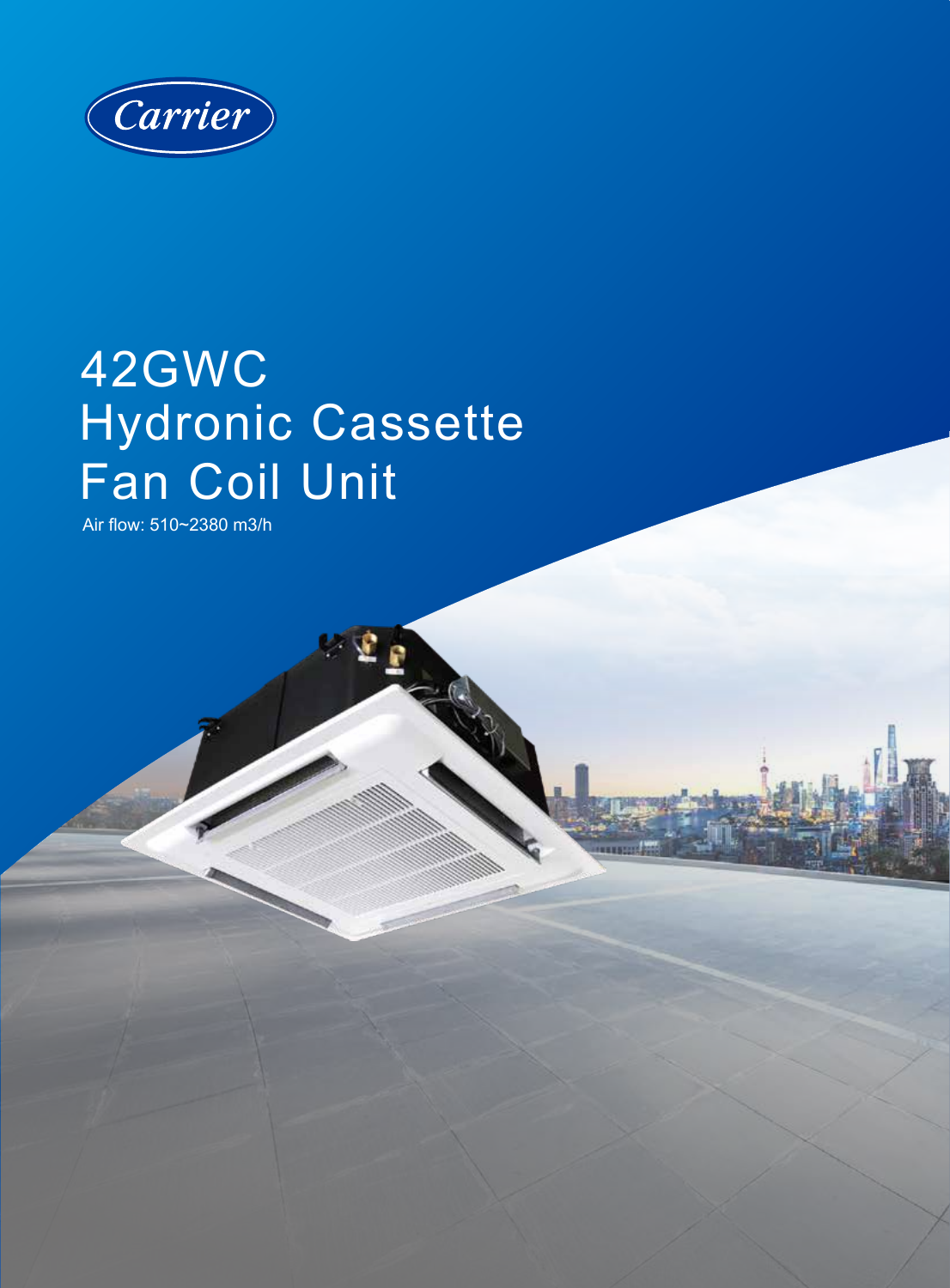Carrier

# 42GWC Hydronic Cassette Fan Coil Unit

Air flow: 510~2380 m3/h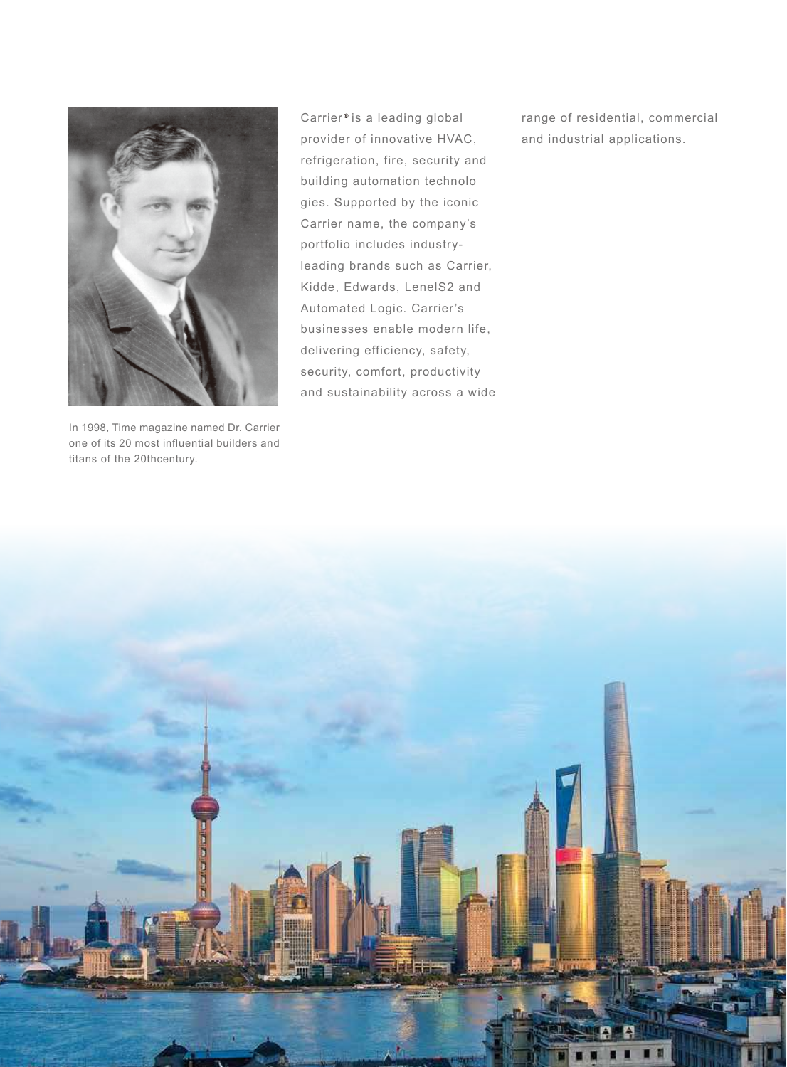In 1998, Time magazine named Dr. Carrier one of its 20 most influential builders and titans of the 20thcentury.

Carrier® is a leading global provider of innovative HVAC, refrigeration, fire, security and building automation technologies. Supported by the iconic Carrier name, the company's portfolio includes industry-leading brands such as Carrier, Kidde, Edwards, LenelS2 and Automated Logic. Carrier's businesses enable modern life, delivering efficiency, safety, security, comfort, productivity and sustainability across a wide range of residential, commercial and industrial applications.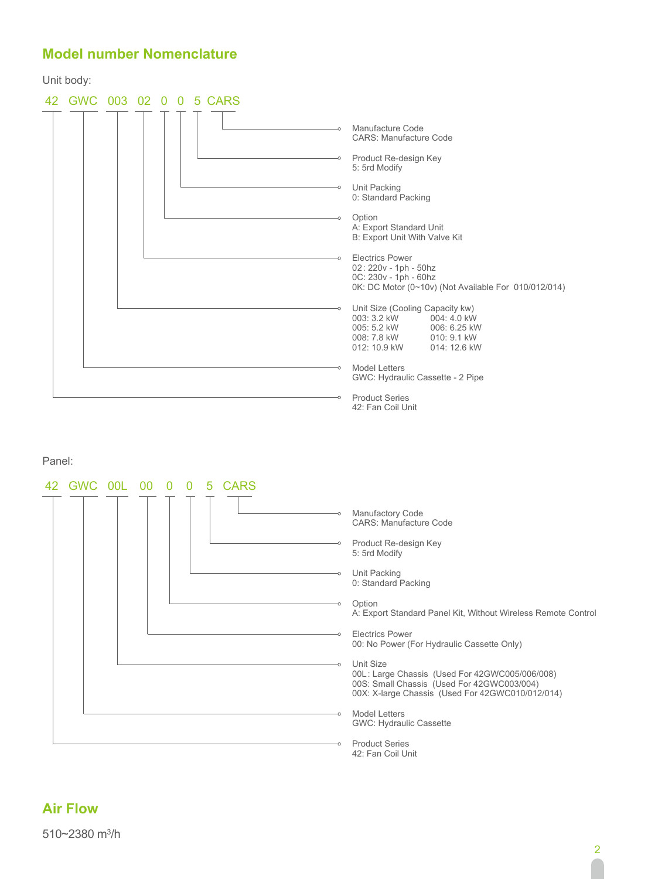## Model number Nomenclature

Unit body:

**42 GWC 003 02 0 0 5 CARS**

- **Manufacture Code**
  CARS: Manufacture Code
- **Product Re-design Key**
  5: 5rd Modify
- **Unit Packing**
  0: Standard Packing
- **Option**
  A: Export Standard Unit
  B: Export Unit With Valve Kit
- **Electrics Power**
  02: 220v - 1ph - 50hz
  0C: 230v - 1ph - 60hz
  0K: DC Motor (0~10v) (Not Available For 010/012/014)
- **Unit Size (Cooling Capacity kw)**
  003: 3.2 kW  004: 4.0 kW
  005: 5.2 kW  006: 6.25 kW
  008: 7.8 kW  010: 9.1 kW
  012: 10.9 kW  014: 12.6 kW
- **Model Letters**
  GWC: Hydraulic Cassette - 2 Pipe
- **Product Series**
  42: Fan Coil Unit

Panel:

**42 GWC 00L 00 0 0 5 CARS**

- **Manufactory Code**
  CARS: Manufacture Code
- **Product Re-design Key**
  5: 5rd Modify
- **Unit Packing**
  0: Standard Packing
- **Option**
  A: Export Standard Panel Kit, Without Wireless Remote Control
- **Electrics Power**
  00: No Power (For Hydraulic Cassette Only)
- **Unit Size**
  00L: Large Chassis (Used For 42GWC005/006/008)
  00S: Small Chassis (Used For 42GWC003/004)
  00X: X-large Chassis (Used For 42GWC010/012/014)
- **Model Letters**
  GWC: Hydraulic Cassette
- **Product Series**
  42: Fan Coil Unit

## Air Flow

510~2380 $m^3/h$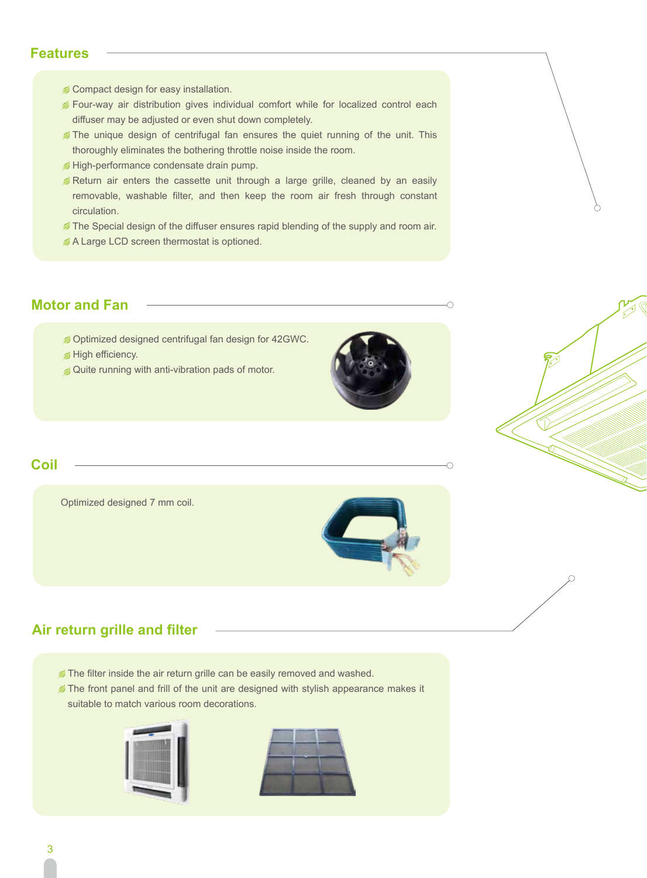## Features

- Compact design for easy installation.
- Four-way air distribution gives individual comfort while for localized control each diffuser may be adjusted or even shut down completely.
- The unique design of centrifugal fan ensures the quiet running of the unit. This thoroughly eliminates the bothering throttle noise inside the room.
- High-performance condensate drain pump.
- Return air enters the cassette unit through a large grille, cleaned by an easily removable, washable filter, and then keep the room air fresh through constant circulation.
- The Special design of the diffuser ensures rapid blending of the supply and room air.
- A Large LCD screen thermostat is optioned.

## Motor and Fan

- Optimized designed centrifugal fan design for 42GWC.
- High efficiency.
- Quite running with anti-vibration pads of motor.

## Coil

Optimized designed 7 mm coil.

## Air return grille and filter

- The filter inside the air return grille can be easily removed and washed.
- The front panel and frill of the unit are designed with stylish appearance makes it suitable to match various room decorations.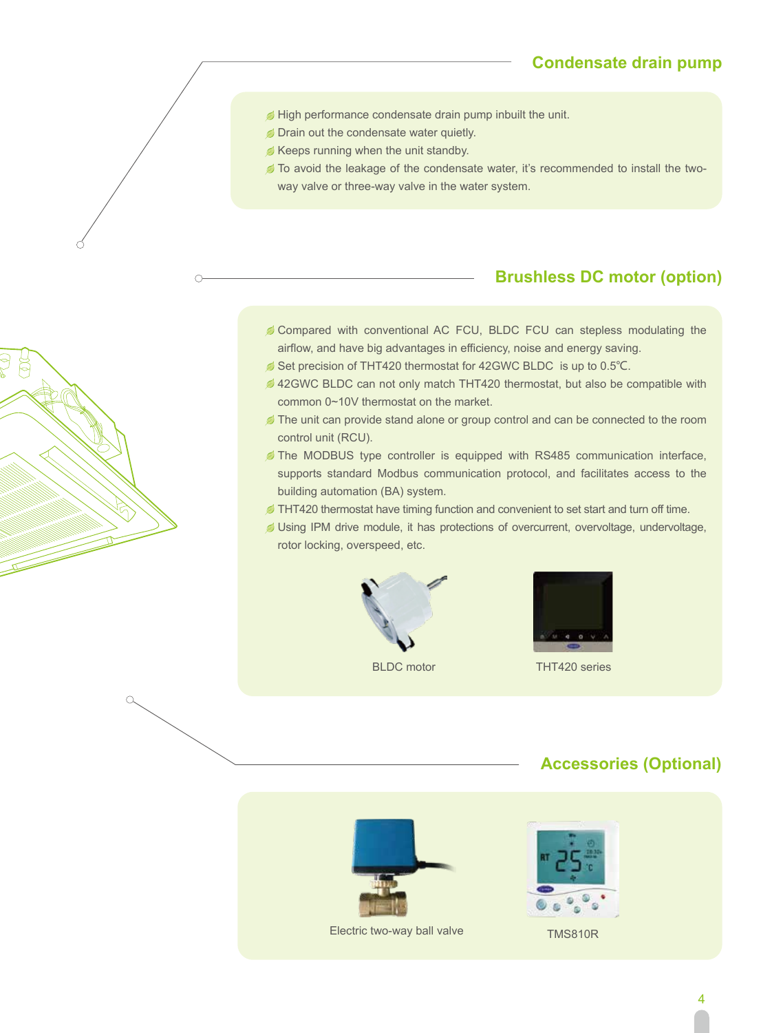## Condensate drain pump

- High performance condensate drain pump inbuilt the unit.
- Drain out the condensate water quietly.
- Keeps running when the unit standby.
- To avoid the leakage of the condensate water, it's recommended to install the two-way valve or three-way valve in the water system.

## Brushless DC motor (option)

- Compared with conventional AC FCU, BLDC FCU can stepless modulating the airflow, and have big advantages in efficiency, noise and energy saving.
- Set precision of THT420 thermostat for 42GWC BLDC is up to 0.5℃.
- 42GWC BLDC can not only match THT420 thermostat, but also be compatible with common 0~10V thermostat on the market.
- The unit can provide stand alone or group control and can be connected to the room control unit (RCU).
- The MODBUS type controller is equipped with RS485 communication interface, supports standard Modbus communication protocol, and facilitates access to the building automation (BA) system.
- THT420 thermostat have timing function and convenient to set start and turn off time.
- Using IPM drive module, it has protections of overcurrent, overvoltage, undervoltage, rotor locking, overspeed, etc.

BLDC motor

THT420 series

## Accessories (Optional)

Electric two-way ball valve

TMS810R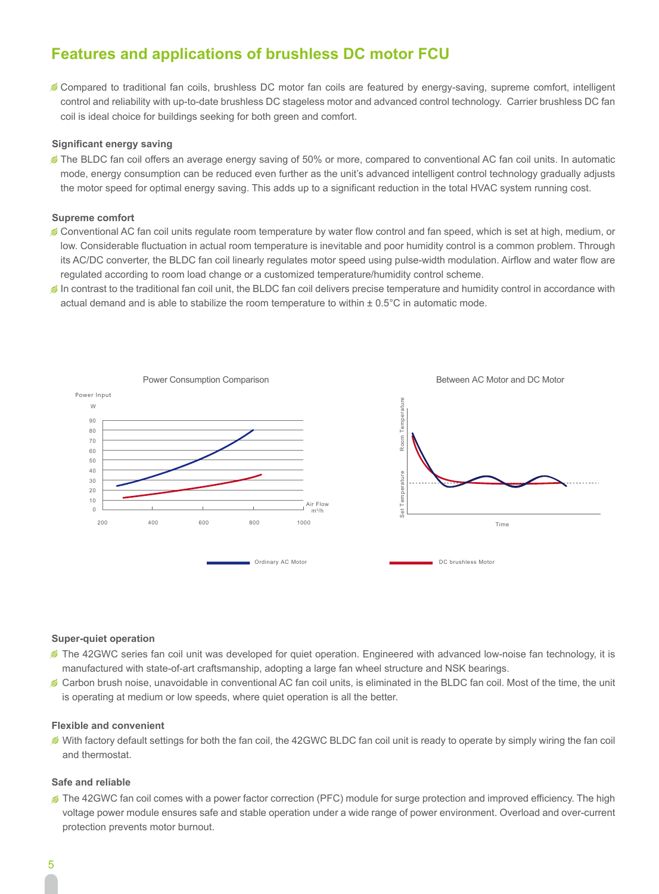## Features and applications of brushless DC motor FCU

- Compared to traditional fan coils, brushless DC motor fan coils are featured by energy-saving, supreme comfort, intelligent control and reliability with up-to-date brushless DC stageless motor and advanced control technology. Carrier brushless DC fan coil is ideal choice for buildings seeking for both green and comfort.

**Significant energy saving**

- The BLDC fan coil offers an average energy saving of 50% or more, compared to conventional AC fan coil units. In automatic mode, energy consumption can be reduced even further as the unit's advanced intelligent control technology gradually adjusts the motor speed for optimal energy saving. This adds up to a significant reduction in the total HVAC system running cost.

**Supreme comfort**

- Conventional AC fan coil units regulate room temperature by water flow control and fan speed, which is set at high, medium, or low. Considerable fluctuation in actual room temperature is inevitable and poor humidity control is a common problem. Through its AC/DC converter, the BLDC fan coil linearly regulates motor speed using pulse-width modulation. Airflow and water flow are regulated according to room load change or a customized temperature/humidity control scheme.
- In contrast to the traditional fan coil unit, the BLDC fan coil delivers precise temperature and humidity control in accordance with actual demand and is able to stabilize the room temperature to within ± 0.5°C in automatic mode.

Power Consumption Comparison

Power Input W | Air Flow $m^3/h$

Between AC Motor and DC Motor

Room Temperature | Set Temperature | Time

Ordinary AC Motor — DC brushless Motor

**Super-quiet operation**

- The 42GWC series fan coil unit was developed for quiet operation. Engineered with advanced low-noise fan technology, it is manufactured with state-of-art craftsmanship, adopting a large fan wheel structure and NSK bearings.
- Carbon brush noise, unavoidable in conventional AC fan coil units, is eliminated in the BLDC fan coil. Most of the time, the unit is operating at medium or low speeds, where quiet operation is all the better.

**Flexible and convenient**

- With factory default settings for both the fan coil, the 42GWC BLDC fan coil unit is ready to operate by simply wiring the fan coil and thermostat.

**Safe and reliable**

- The 42GWC fan coil comes with a power factor correction (PFC) module for surge protection and improved efficiency. The high voltage power module ensures safe and stable operation under a wide range of power environment. Overload and over-current protection prevents motor burnout.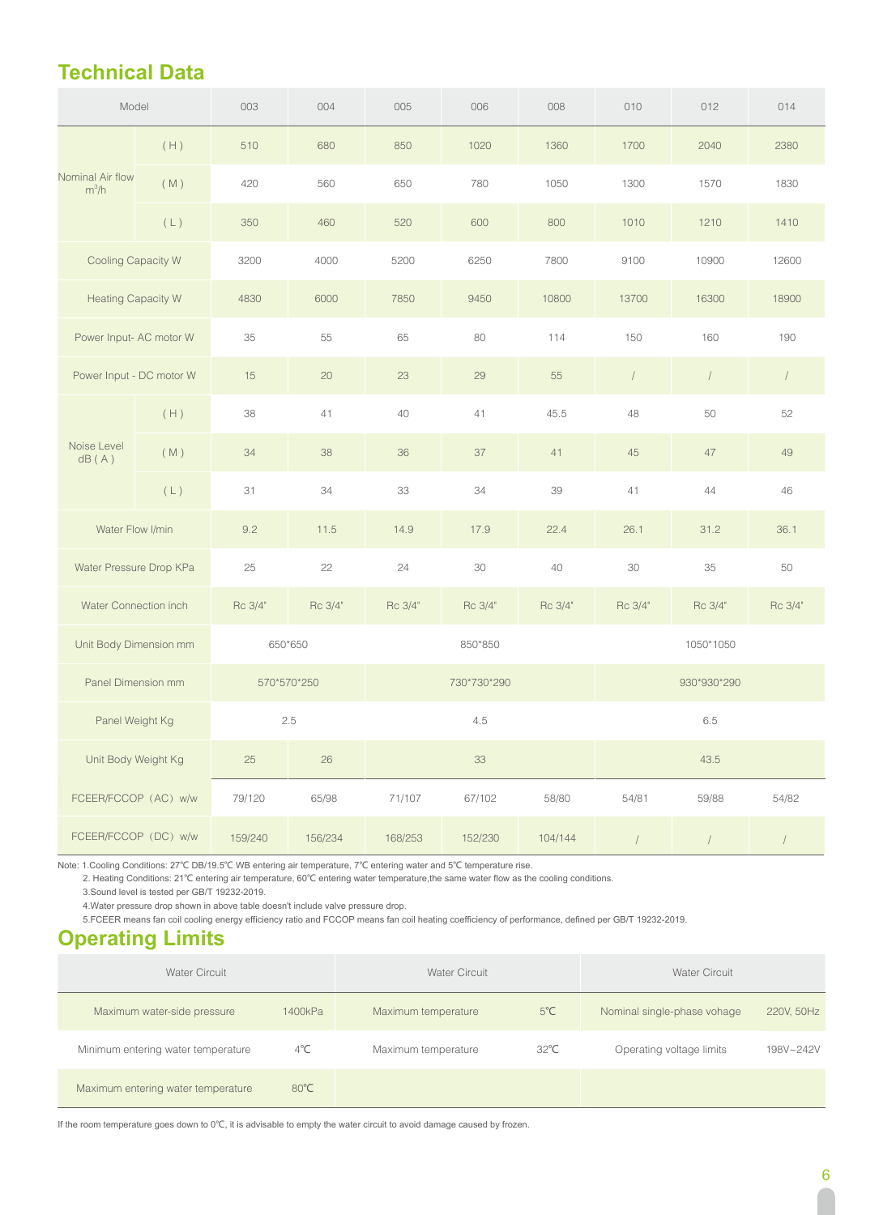## Technical Data

| Model | | 003 | 004 | 005 | 006 | 008 | 010 | 012 | 014 |
|---|---|---|---|---|---|---|---|---|---|
| Nominal Air flow $m^3/h$ | (H) | 510 | 680 | 850 | 1020 | 1360 | 1700 | 2040 | 2380 |
| | (M) | 420 | 560 | 650 | 780 | 1050 | 1300 | 1570 | 1830 |
| | (L) | 350 | 460 | 520 | 600 | 800 | 1010 | 1210 | 1410 |
| Cooling Capacity W | | 3200 | 4000 | 5200 | 6250 | 7800 | 9100 | 10900 | 12600 |
| Heating Capacity W | | 4830 | 6000 | 7850 | 9450 | 10800 | 13700 | 16300 | 18900 |
| Power Input- AC motor W | | 35 | 55 | 65 | 80 | 114 | 150 | 160 | 190 |
| Power Input - DC motor W | | 15 | 20 | 23 | 29 | 55 | / | / | / |
| Noise Level dB(A) | (H) | 38 | 41 | 40 | 41 | 45.5 | 48 | 50 | 52 |
| | (M) | 34 | 38 | 36 | 37 | 41 | 45 | 47 | 49 |
| | (L) | 31 | 34 | 33 | 34 | 39 | 41 | 44 | 46 |
| Water Flow l/min | | 9.2 | 11.5 | 14.9 | 17.9 | 22.4 | 26.1 | 31.2 | 36.1 |
| Water Pressure Drop KPa | | 25 | 22 | 24 | 30 | 40 | 30 | 35 | 50 |
| Water Connection inch | | Rc 3/4" | Rc 3/4" | Rc 3/4" | Rc 3/4" | Rc 3/4" | Rc 3/4" | Rc 3/4" | Rc 3/4" |
| Unit Body Dimension mm | | 650*650 | | 850*850 | | | 1050*1050 | | |
| Panel Dimension mm | | 570*570*250 | | 730*730*290 | | | 930*930*290 | | |
| Panel Weight Kg | | 2.5 | | 4.5 | | | 6.5 | | |
| Unit Body Weight Kg | | 25 | 26 | 33 | | | 43.5 | | |
| FCEER/FCCOP (AC) w/w | | 79/120 | 65/98 | 71/107 | 67/102 | 58/80 | 54/81 | 59/88 | 54/82 |
| FCEER/FCCOP (DC) w/w | | 159/240 | 156/234 | 168/253 | 152/230 | 104/144 | / | / | / |

Note: 1.Cooling Conditions: 27℃ DB/19.5℃ WB entering air temperature, 7℃ entering water and 5℃ temperature rise.
2. Heating Conditions: 21℃ entering air temperature, 60℃ entering water temperature,the same water flow as the cooling conditions.
3.Sound level is tested per GB/T 19232-2019.
4.Water pressure drop shown in above table doesn't include valve pressure drop.
5.FCEER means fan coil cooling energy efficiency ratio and FCCOP means fan coil heating coefficiency of performance, defined per GB/T 19232-2019.

## Operating Limits

| Water Circuit | | Water Circuit | | Water Circuit | |
|---|---|---|---|---|---|
| Maximum water-side pressure | 1400kPa | Maximum temperature | 5℃ | Nominal single-phase vohage | 220V, 50Hz |
| Minimum entering water temperature | 4℃ | Maximum temperature | 32℃ | Operating voltage limits | 198V~242V |
| Maximum entering water temperature | 80℃ | | | | |

If the room temperature goes down to 0℃, it is advisable to empty the water circuit to avoid damage caused by frozen.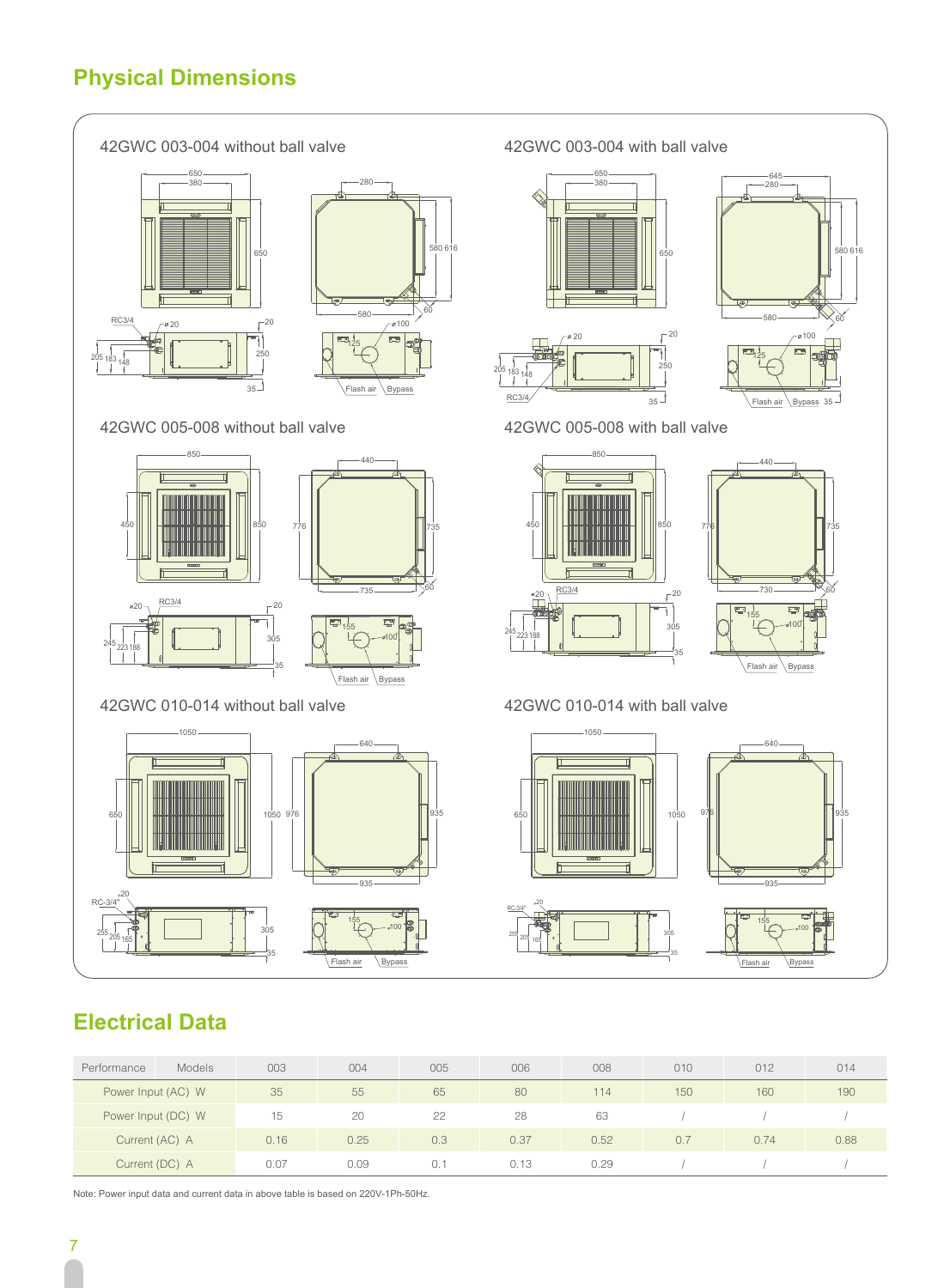## Physical Dimensions

42GWC 003-004 without ball valve

42GWC 003-004 with ball valve

42GWC 005-008 without ball valve

42GWC 005-008 with ball valve

42GWC 010-014 without ball valve

42GWC 010-014 with ball valve

## Electrical Data

| Performance / Models | 003 | 004 | 005 | 006 | 008 | 010 | 012 | 014 |
|---|---|---|---|---|---|---|---|---|
| Power Input (AC) W | 35 | 55 | 65 | 80 | 114 | 150 | 160 | 190 |
| Power Input (DC) W | 15 | 20 | 22 | 28 | 63 | / | / | / |
| Current (AC) A | 0.16 | 0.25 | 0.3 | 0.37 | 0.52 | 0.7 | 0.74 | 0.88 |
| Current (DC) A | 0.07 | 0.09 | 0.1 | 0.13 | 0.29 | / | / | / |

Note: Power input data and current data in above table is based on 220V-1Ph-50Hz.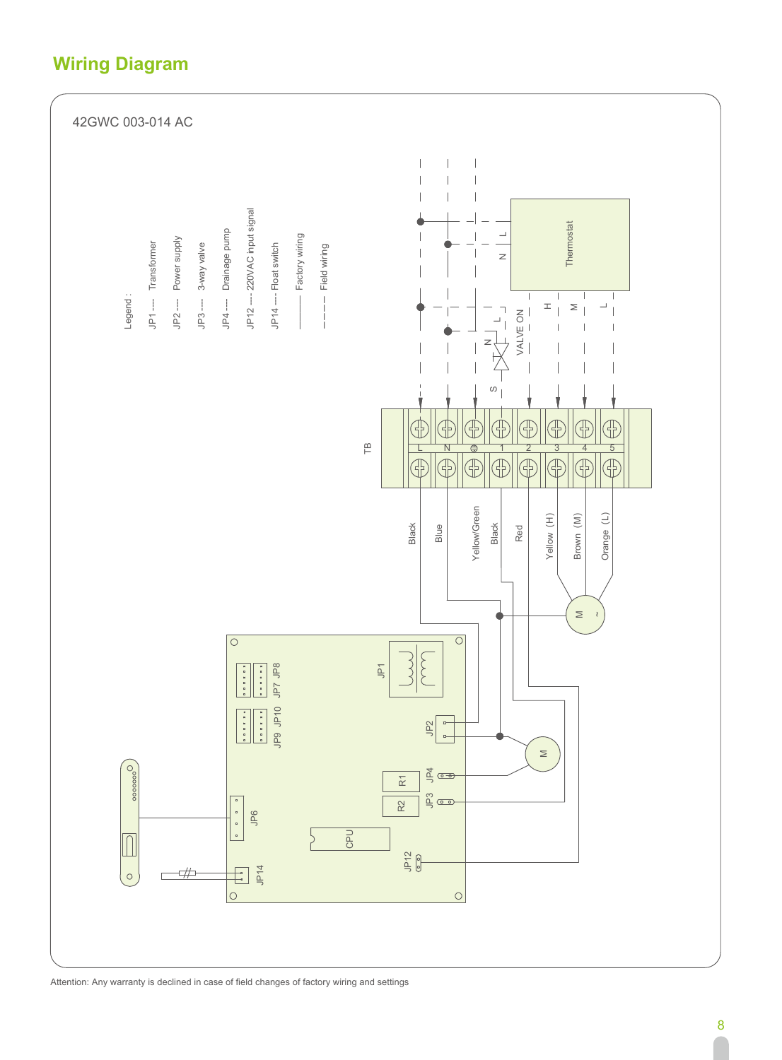## Wiring Diagram

42GWC 003-014 AC

Legend :

- JP1 ---- Transformer
- JP2 ---- Power supply
- JP3 ---- 3-way valve
- JP4 ---- Drainage pump
- JP12 ---- 220VAC input signal
- JP14 ---- Float switch
- ——— Factory wiring
- - - - - Field wiring

Thermostat: L, N, VALVE ON, H, M, L

TB: L, N, ⊕, 1, 2, 3, 4, 5

Wire colors: Black, Blue, Yellow/Green, Black, Red, Yellow (H), Brown (M), Orange (L)

Board components: JP1, JP2, JP3, JP4, JP6, JP7, JP8, JP9, JP10, JP12, JP14, R1, R2, CPU, M

Attention: Any warranty is declined in case of field changes of factory wiring and settings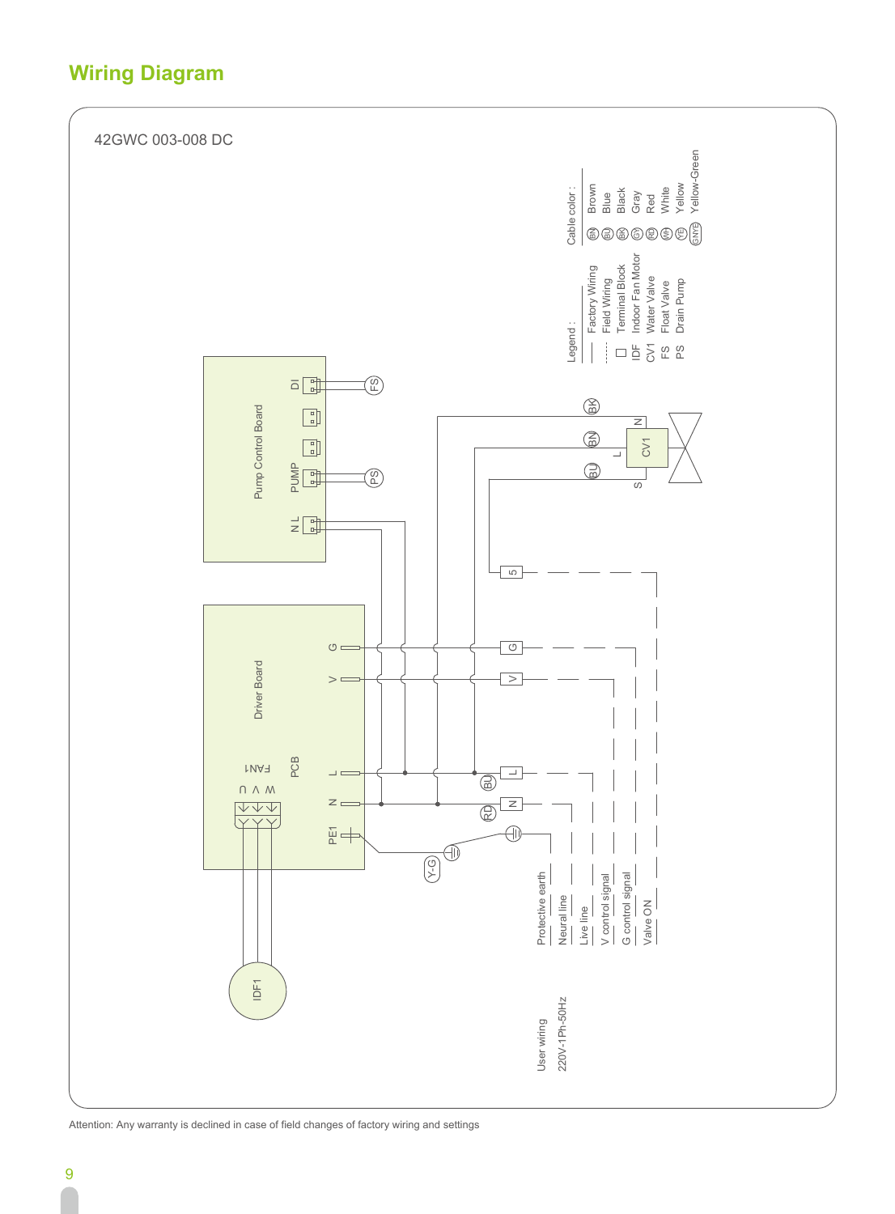# Wiring Diagram

42GWC 003-008 DC

Legend :

| Symbol | Meaning |
| --- | --- |
| —— | Factory Wiring |
| ------ | Field Wiring |
| □ | Terminal Block |
| IDF | Indoor Fan Motor |
| CV1 | Water Valve |
| FS | Float Valve |
| PS | Drain Pump |

Cable color :

| Code | Color |
| --- | --- |
| BN | Brown |
| BU | Blue |
| BK | Black |
| GY | Gray |
| RD | Red |
| WH | White |
| YE | Yellow |
| GNYE | Yellow-Green |

Pump Control Board: DI, PUMP, N L

Driver Board: G, V, L, N, PE1, PCB, FAN1 (U V W)

IDF1

CV1: N, L, S

FS, PS, BK, BN, BU, RD, Y-G

Terminals: 5, G, V, L, N, ⏚

User wiring
220V-1Ph-50Hz

- Protective earth
- Neural line
- Live line
- V control signal
- G control signal
- Valve ON

Attention: Any warranty is declined in case of field changes of factory wiring and settings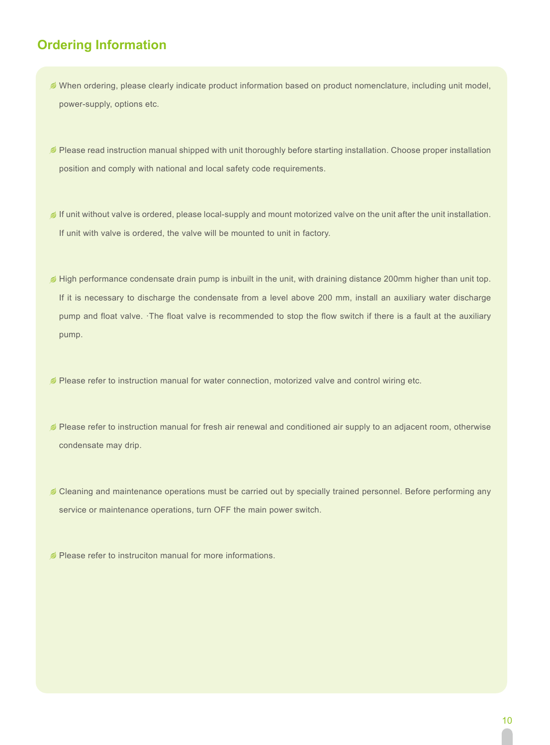## Ordering Information

- When ordering, please clearly indicate product information based on product nomenclature, including unit model, power-supply, options etc.

- Please read instruction manual shipped with unit thoroughly before starting installation. Choose proper installation position and comply with national and local safety code requirements.

- If unit without valve is ordered, please local-supply and mount motorized valve on the unit after the unit installation. If unit with valve is ordered, the valve will be mounted to unit in factory.

- High performance condensate drain pump is inbuilt in the unit, with draining distance 200mm higher than unit top. If it is necessary to discharge the condensate from a level above 200 mm, install an auxiliary water discharge pump and float valve. ·The float valve is recommended to stop the flow switch if there is a fault at the auxiliary pump.

- Please refer to instruction manual for water connection, motorized valve and control wiring etc.

- Please refer to instruction manual for fresh air renewal and conditioned air supply to an adjacent room, otherwise condensate may drip.

- Cleaning and maintenance operations must be carried out by specially trained personnel. Before performing any service or maintenance operations, turn OFF the main power switch.

- Please refer to instruciton manual for more informations.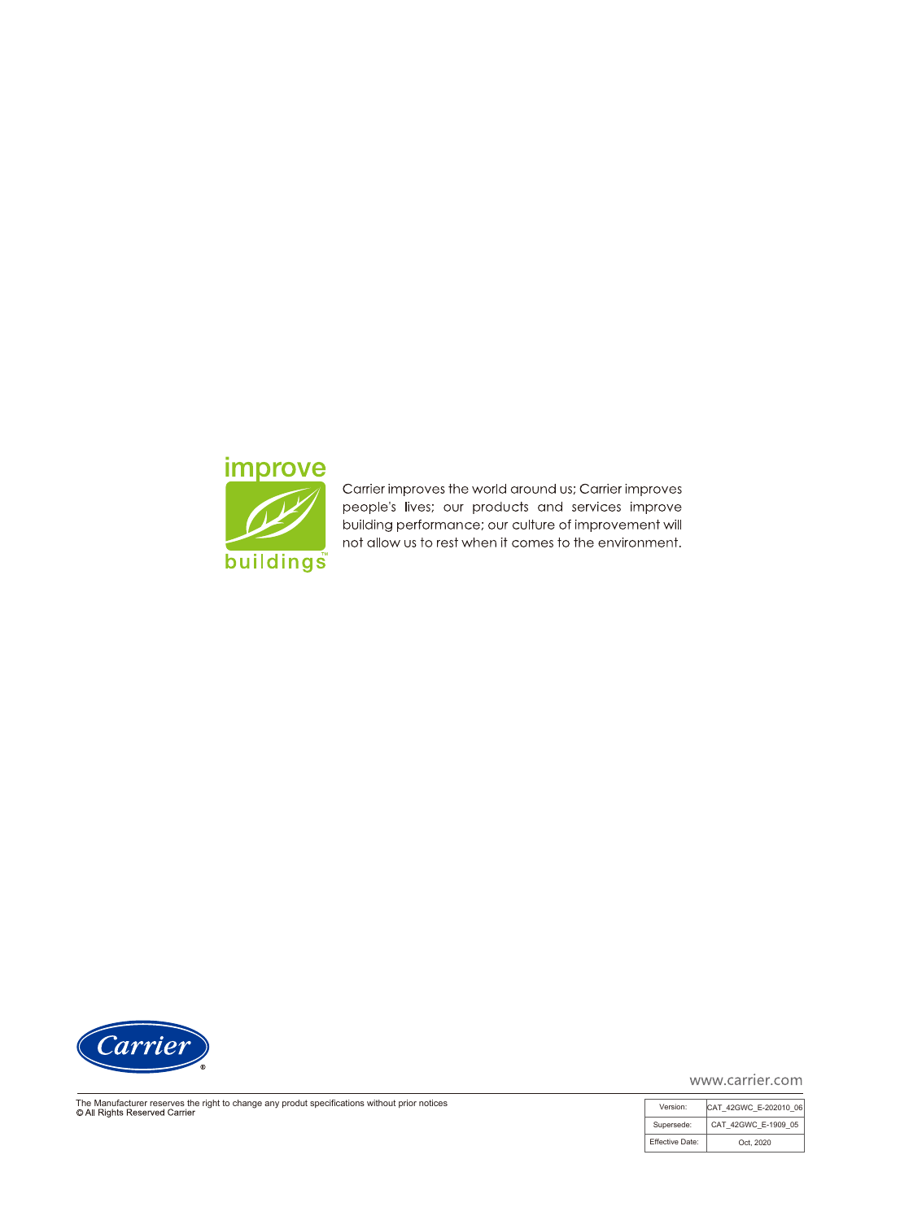improve buildings™

Carrier improves the world around us; Carrier improves people's lives; our products and services improve building performance; our culture of improvement will not allow us to rest when it comes to the environment.

Carrier®

www.carrier.com

The Manufacturer reserves the right to change any produt specifications without prior notices
© All Rights Reserved Carrier

| | |
|---|---|
| Version: | CAT_42GWC_E-202010_06 |
| Supersede: | CAT_42GWC_E-1909_05 |
| Effective Date: | Oct, 2020 |